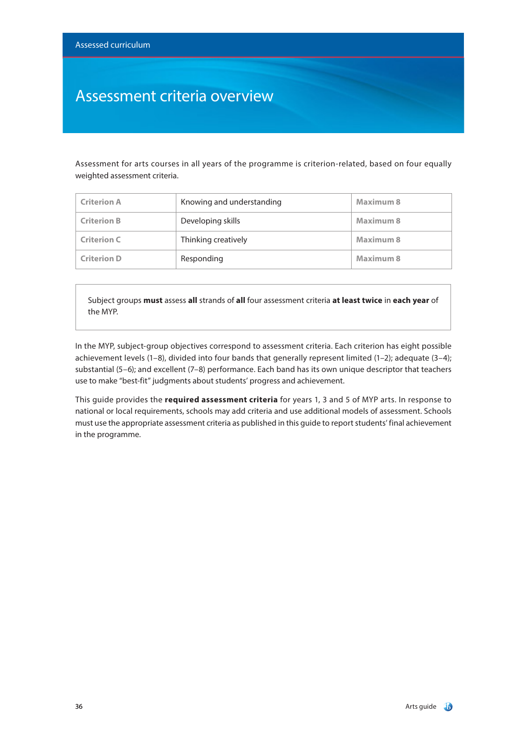Assessed curriculum

# Assessment criteria overview

Assessment for arts courses in all years of the programme is criterion-related, based on four equally weighted assessment criteria.

| Criterion A | Knowing and understanding | Maximum 8 |
|---|---|---|
| Criterion B | Developing skills | Maximum 8 |
| Criterion C | Thinking creatively | Maximum 8 |
| Criterion D | Responding | Maximum 8 |

Subject groups **must** assess **all** strands of **all** four assessment criteria **at least twice** in **each year** of the MYP.

In the MYP, subject-group objectives correspond to assessment criteria. Each criterion has eight possible achievement levels (1–8), divided into four bands that generally represent limited (1–2); adequate (3–4); substantial (5–6); and excellent (7–8) performance. Each band has its own unique descriptor that teachers use to make "best-fit" judgments about students' progress and achievement.

This guide provides the **required assessment criteria** for years 1, 3 and 5 of MYP arts. In response to national or local requirements, schools may add criteria and use additional models of assessment. Schools must use the appropriate assessment criteria as published in this guide to report students' final achievement in the programme.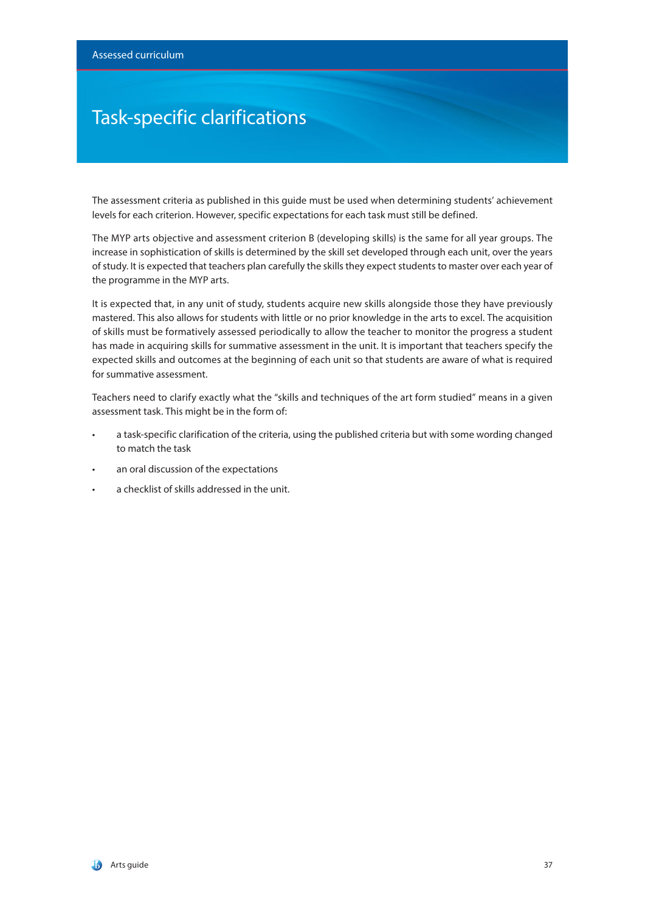# Task-specific clarifications

The assessment criteria as published in this guide must be used when determining students' achievement levels for each criterion. However, specific expectations for each task must still be defined.

The MYP arts objective and assessment criterion B (developing skills) is the same for all year groups. The increase in sophistication of skills is determined by the skill set developed through each unit, over the years of study. It is expected that teachers plan carefully the skills they expect students to master over each year of the programme in the MYP arts.

It is expected that, in any unit of study, students acquire new skills alongside those they have previously mastered. This also allows for students with little or no prior knowledge in the arts to excel. The acquisition of skills must be formatively assessed periodically to allow the teacher to monitor the progress a student has made in acquiring skills for summative assessment in the unit. It is important that teachers specify the expected skills and outcomes at the beginning of each unit so that students are aware of what is required for summative assessment.

Teachers need to clarify exactly what the "skills and techniques of the art form studied" means in a given assessment task. This might be in the form of:

- a task-specific clarification of the criteria, using the published criteria but with some wording changed to match the task
- an oral discussion of the expectations
- a checklist of skills addressed in the unit.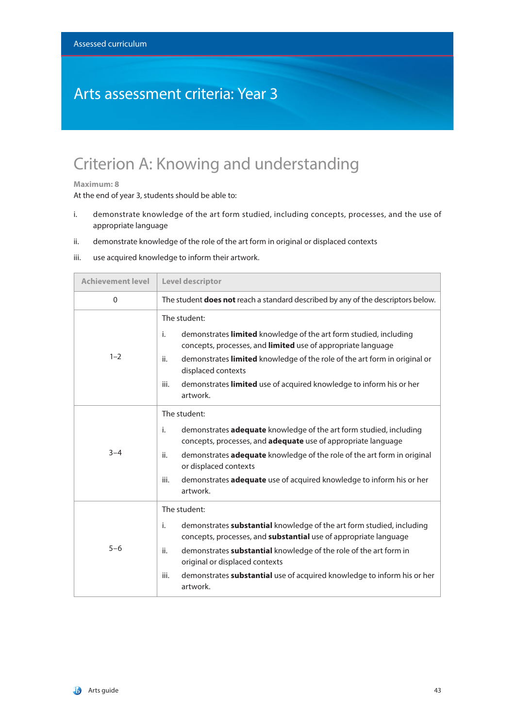Assessed curriculum

# Arts assessment criteria: Year 3

## Criterion A: Knowing and understanding

**Maximum: 8**

At the end of year 3, students should be able to:

i. demonstrate knowledge of the art form studied, including concepts, processes, and the use of appropriate language

ii. demonstrate knowledge of the role of the art form in original or displaced contexts

iii. use acquired knowledge to inform their artwork.

| Achievement level | Level descriptor |
|---|---|
| 0 | The student **does not** reach a standard described by any of the descriptors below. |
| 1–2 | The student:<br>i. demonstrates **limited** knowledge of the art form studied, including concepts, processes, and **limited** use of appropriate language<br>ii. demonstrates **limited** knowledge of the role of the art form in original or displaced contexts<br>iii. demonstrates **limited** use of acquired knowledge to inform his or her artwork. |
| 3–4 | The student:<br>i. demonstrates **adequate** knowledge of the art form studied, including concepts, processes, and **adequate** use of appropriate language<br>ii. demonstrates **adequate** knowledge of the role of the art form in original or displaced contexts<br>iii. demonstrates **adequate** use of acquired knowledge to inform his or her artwork. |
| 5–6 | The student:<br>i. demonstrates **substantial** knowledge of the art form studied, including concepts, processes, and **substantial** use of appropriate language<br>ii. demonstrates **substantial** knowledge of the role of the art form in original or displaced contexts<br>iii. demonstrates **substantial** use of acquired knowledge to inform his or her artwork. |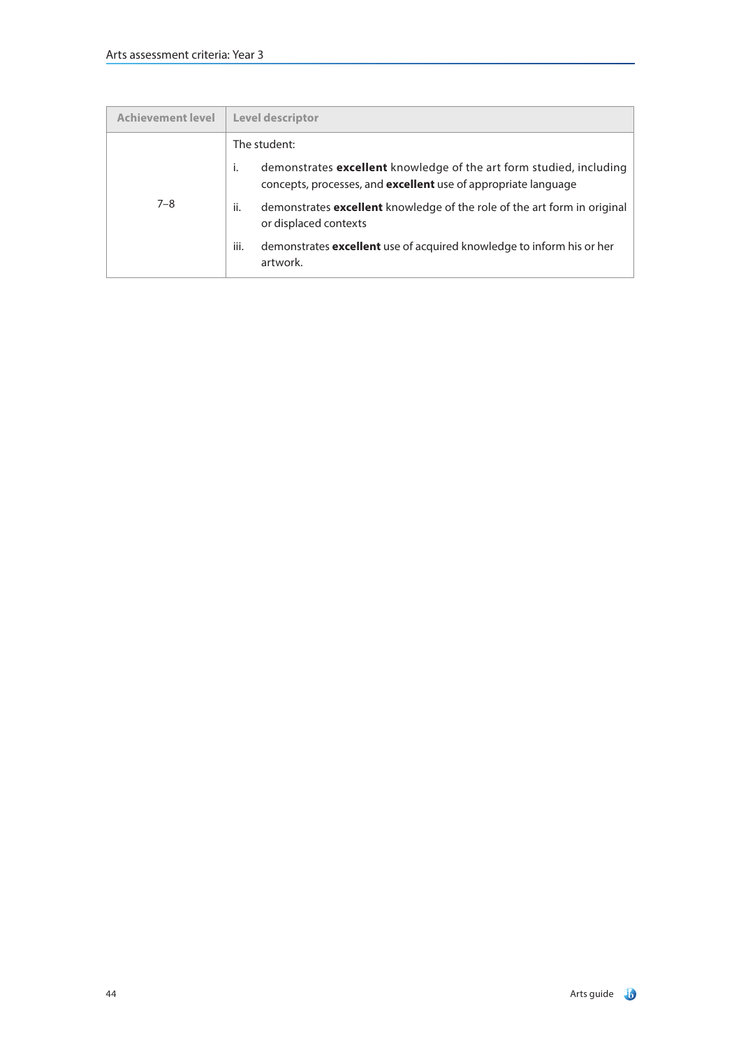| Achievement level | Level descriptor |
|---|---|
| 7–8 | The student:<br>i. demonstrates **excellent** knowledge of the art form studied, including concepts, processes, and **excellent** use of appropriate language<br>ii. demonstrates **excellent** knowledge of the role of the art form in original or displaced contexts<br>iii. demonstrates **excellent** use of acquired knowledge to inform his or her artwork. |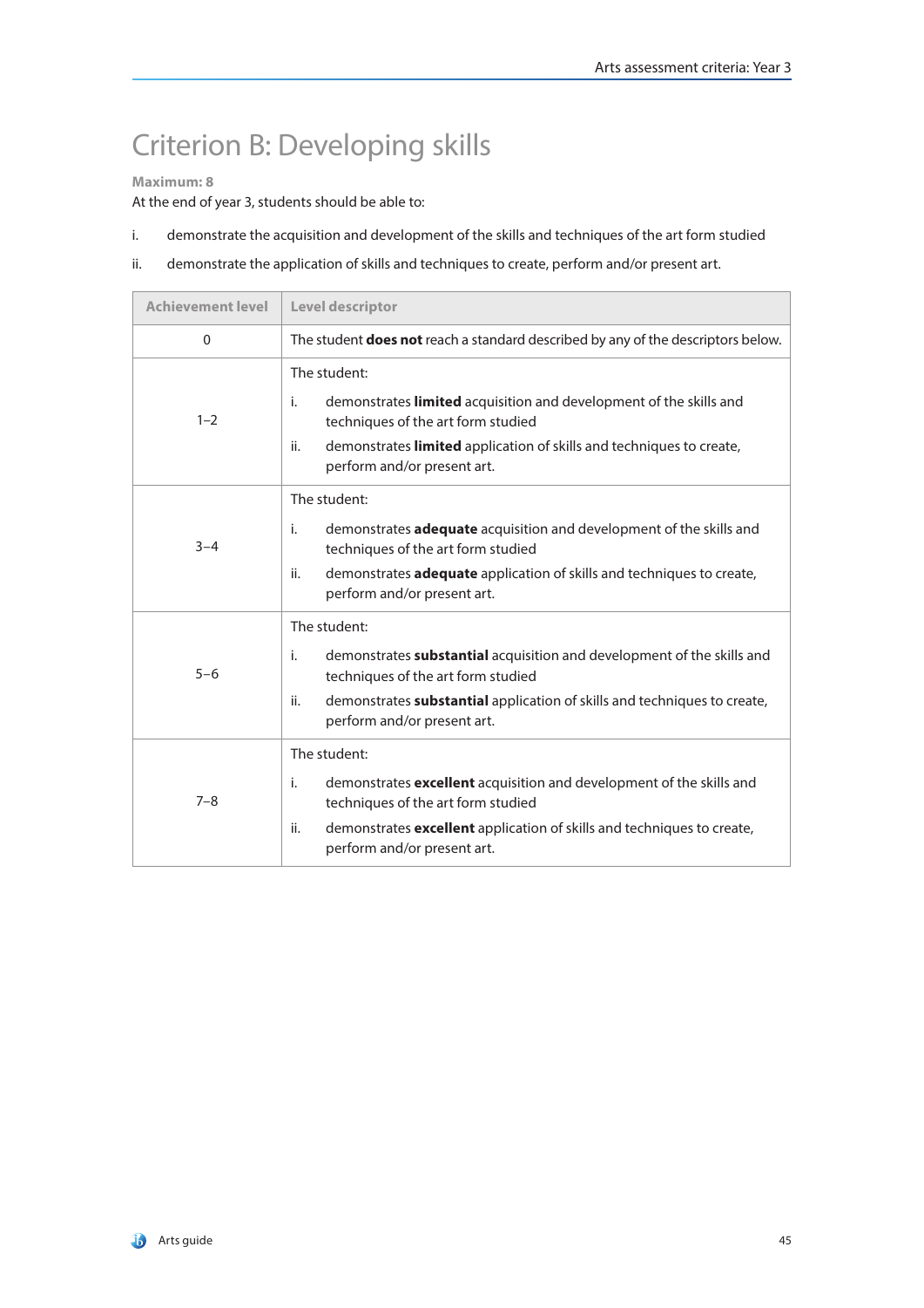# Criterion B: Developing skills

**Maximum: 8**

At the end of year 3, students should be able to:

i. demonstrate the acquisition and development of the skills and techniques of the art form studied

ii. demonstrate the application of skills and techniques to create, perform and/or present art.

| Achievement level | Level descriptor |
|---|---|
| 0 | The student **does not** reach a standard described by any of the descriptors below. |
| 1–2 | The student:<br>i. demonstrates **limited** acquisition and development of the skills and techniques of the art form studied<br>ii. demonstrates **limited** application of skills and techniques to create, perform and/or present art. |
| 3–4 | The student:<br>i. demonstrates **adequate** acquisition and development of the skills and techniques of the art form studied<br>ii. demonstrates **adequate** application of skills and techniques to create, perform and/or present art. |
| 5–6 | The student:<br>i. demonstrates **substantial** acquisition and development of the skills and techniques of the art form studied<br>ii. demonstrates **substantial** application of skills and techniques to create, perform and/or present art. |
| 7–8 | The student:<br>i. demonstrates **excellent** acquisition and development of the skills and techniques of the art form studied<br>ii. demonstrates **excellent** application of skills and techniques to create, perform and/or present art. |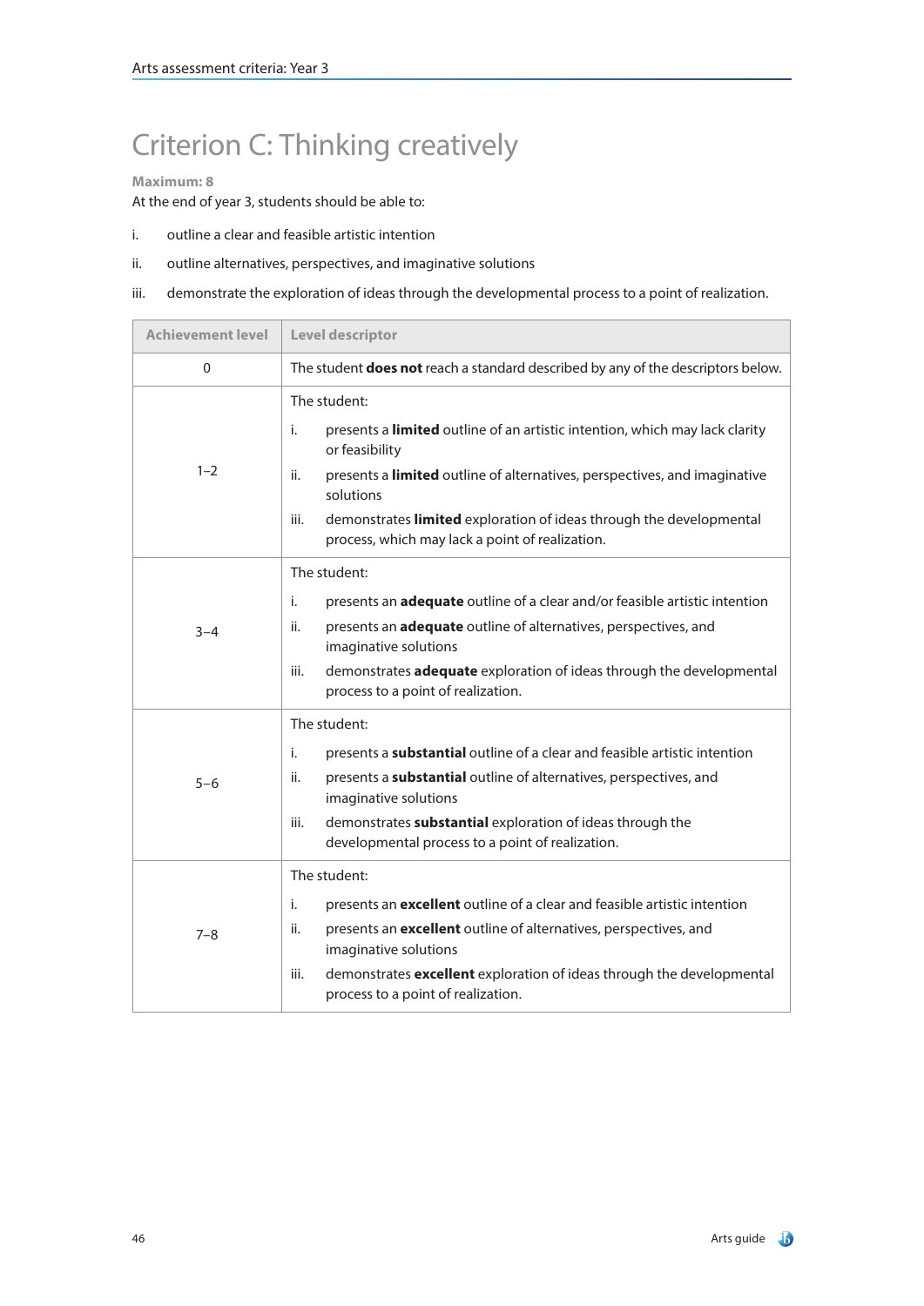# Criterion C: Thinking creatively

**Maximum: 8**

At the end of year 3, students should be able to:

i. outline a clear and feasible artistic intention

ii. outline alternatives, perspectives, and imaginative solutions

iii. demonstrate the exploration of ideas through the developmental process to a point of realization.

| Achievement level | Level descriptor |
|---|---|
| 0 | The student **does not** reach a standard described by any of the descriptors below. |
| 1–2 | The student:<br>i. presents a **limited** outline of an artistic intention, which may lack clarity or feasibility<br>ii. presents a **limited** outline of alternatives, perspectives, and imaginative solutions<br>iii. demonstrates **limited** exploration of ideas through the developmental process, which may lack a point of realization. |
| 3–4 | The student:<br>i. presents an **adequate** outline of a clear and/or feasible artistic intention<br>ii. presents an **adequate** outline of alternatives, perspectives, and imaginative solutions<br>iii. demonstrates **adequate** exploration of ideas through the developmental process to a point of realization. |
| 5–6 | The student:<br>i. presents a **substantial** outline of a clear and feasible artistic intention<br>ii. presents a **substantial** outline of alternatives, perspectives, and imaginative solutions<br>iii. demonstrates **substantial** exploration of ideas through the developmental process to a point of realization. |
| 7–8 | The student:<br>i. presents an **excellent** outline of a clear and feasible artistic intention<br>ii. presents an **excellent** outline of alternatives, perspectives, and imaginative solutions<br>iii. demonstrates **excellent** exploration of ideas through the developmental process to a point of realization. |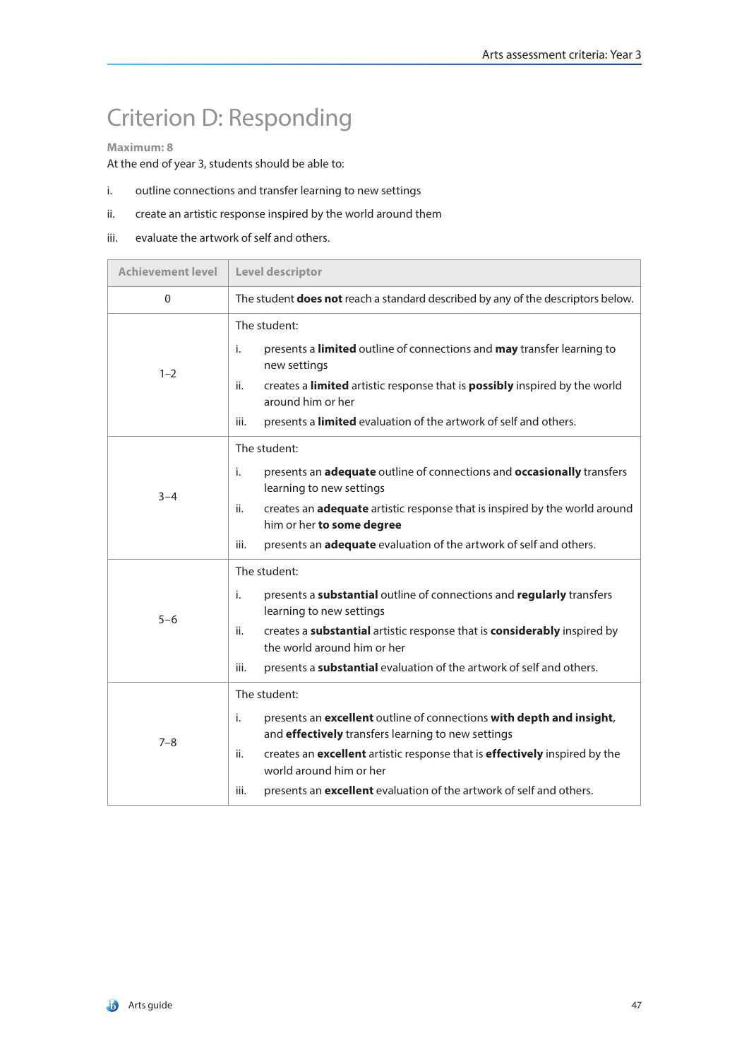# Criterion D: Responding

**Maximum: 8**

At the end of year 3, students should be able to:

i. outline connections and transfer learning to new settings

ii. create an artistic response inspired by the world around them

iii. evaluate the artwork of self and others.

| Achievement level | Level descriptor |
|---|---|
| 0 | The student **does not** reach a standard described by any of the descriptors below. |
| 1–2 | The student:<br>i. presents a **limited** outline of connections and **may** transfer learning to new settings<br>ii. creates a **limited** artistic response that is **possibly** inspired by the world around him or her<br>iii. presents a **limited** evaluation of the artwork of self and others. |
| 3–4 | The student:<br>i. presents an **adequate** outline of connections and **occasionally** transfers learning to new settings<br>ii. creates an **adequate** artistic response that is inspired by the world around him or her **to some degree**<br>iii. presents an **adequate** evaluation of the artwork of self and others. |
| 5–6 | The student:<br>i. presents a **substantial** outline of connections and **regularly** transfers learning to new settings<br>ii. creates a **substantial** artistic response that is **considerably** inspired by the world around him or her<br>iii. presents a **substantial** evaluation of the artwork of self and others. |
| 7–8 | The student:<br>i. presents an **excellent** outline of connections **with depth and insight**, and **effectively** transfers learning to new settings<br>ii. creates an **excellent** artistic response that is **effectively** inspired by the world around him or her<br>iii. presents an **excellent** evaluation of the artwork of self and others. |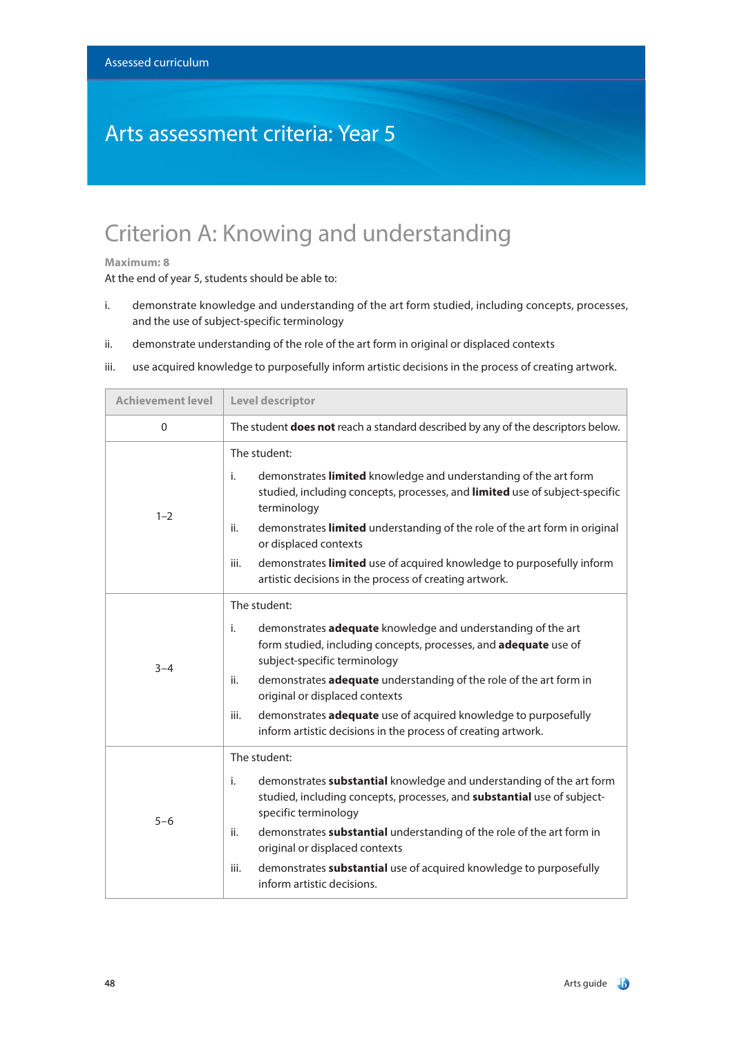Assessed curriculum

# Arts assessment criteria: Year 5

## Criterion A: Knowing and understanding

**Maximum: 8**

At the end of year 5, students should be able to:

i. demonstrate knowledge and understanding of the art form studied, including concepts, processes, and the use of subject-specific terminology

ii. demonstrate understanding of the role of the art form in original or displaced contexts

iii. use acquired knowledge to purposefully inform artistic decisions in the process of creating artwork.

| Achievement level | Level descriptor |
|---|---|
| 0 | The student **does not** reach a standard described by any of the descriptors below. |
| 1–2 | The student:<br>i. demonstrates **limited** knowledge and understanding of the art form studied, including concepts, processes, and **limited** use of subject-specific terminology<br>ii. demonstrates **limited** understanding of the role of the art form in original or displaced contexts<br>iii. demonstrates **limited** use of acquired knowledge to purposefully inform artistic decisions in the process of creating artwork. |
| 3–4 | The student:<br>i. demonstrates **adequate** knowledge and understanding of the art form studied, including concepts, processes, and **adequate** use of subject-specific terminology<br>ii. demonstrates **adequate** understanding of the role of the art form in original or displaced contexts<br>iii. demonstrates **adequate** use of acquired knowledge to purposefully inform artistic decisions in the process of creating artwork. |
| 5–6 | The student:<br>i. demonstrates **substantial** knowledge and understanding of the art form studied, including concepts, processes, and **substantial** use of subject-specific terminology<br>ii. demonstrates **substantial** understanding of the role of the art form in original or displaced contexts<br>iii. demonstrates **substantial** use of acquired knowledge to purposefully inform artistic decisions. |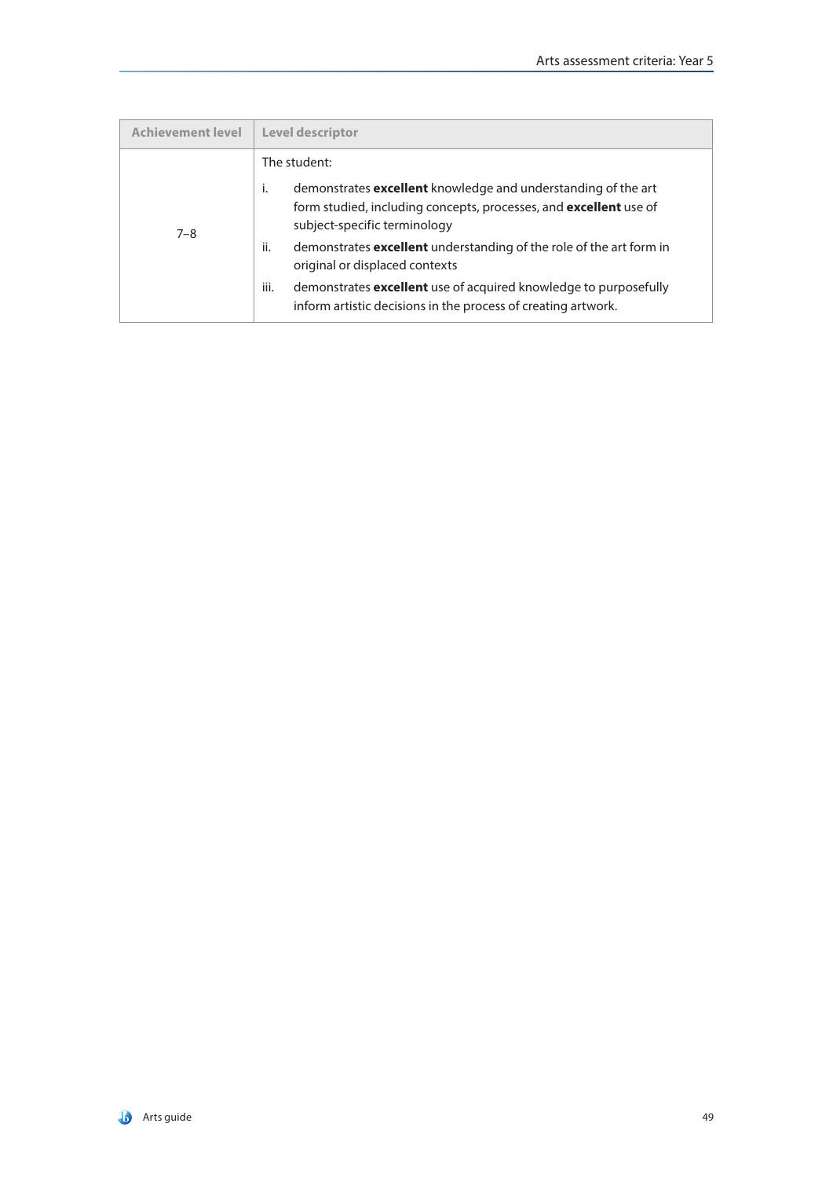| Achievement level | Level descriptor |
| --- | --- |
| 7–8 | The student:<br>i. demonstrates **excellent** knowledge and understanding of the art form studied, including concepts, processes, and **excellent** use of subject-specific terminology<br>ii. demonstrates **excellent** understanding of the role of the art form in original or displaced contexts<br>iii. demonstrates **excellent** use of acquired knowledge to purposefully inform artistic decisions in the process of creating artwork. |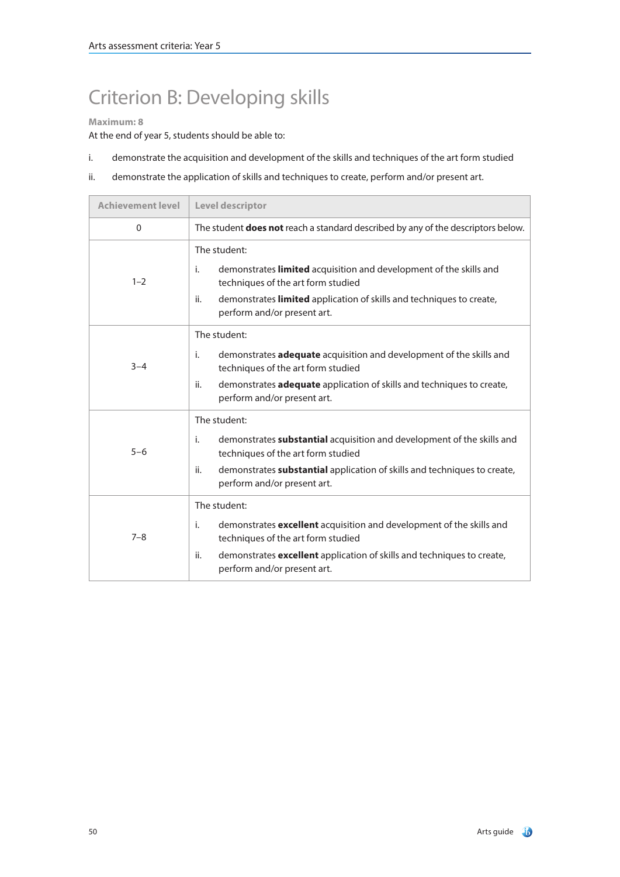# Criterion B: Developing skills

**Maximum: 8**

At the end of year 5, students should be able to:

i. demonstrate the acquisition and development of the skills and techniques of the art form studied

ii. demonstrate the application of skills and techniques to create, perform and/or present art.

| Achievement level | Level descriptor |
|---|---|
| 0 | The student **does not** reach a standard described by any of the descriptors below. |
| 1–2 | The student:<br>i. demonstrates **limited** acquisition and development of the skills and techniques of the art form studied<br>ii. demonstrates **limited** application of skills and techniques to create, perform and/or present art. |
| 3–4 | The student:<br>i. demonstrates **adequate** acquisition and development of the skills and techniques of the art form studied<br>ii. demonstrates **adequate** application of skills and techniques to create, perform and/or present art. |
| 5–6 | The student:<br>i. demonstrates **substantial** acquisition and development of the skills and techniques of the art form studied<br>ii. demonstrates **substantial** application of skills and techniques to create, perform and/or present art. |
| 7–8 | The student:<br>i. demonstrates **excellent** acquisition and development of the skills and techniques of the art form studied<br>ii. demonstrates **excellent** application of skills and techniques to create, perform and/or present art. |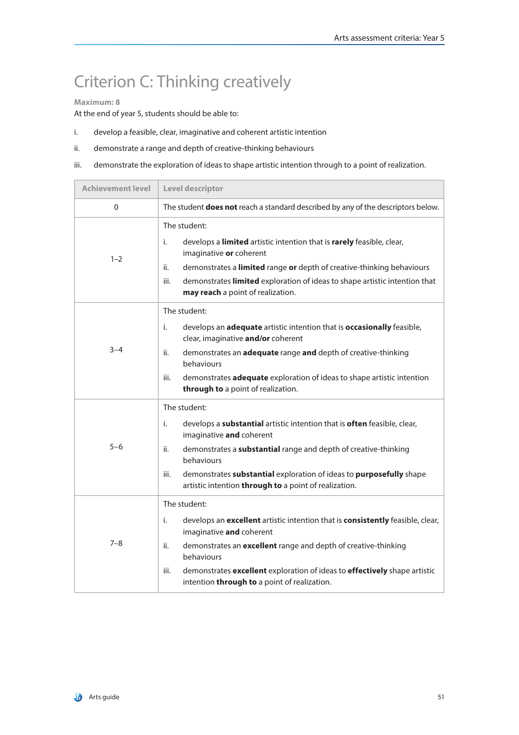# Criterion C: Thinking creatively

**Maximum: 8**

At the end of year 5, students should be able to:

i. develop a feasible, clear, imaginative and coherent artistic intention

ii. demonstrate a range and depth of creative-thinking behaviours

iii. demonstrate the exploration of ideas to shape artistic intention through to a point of realization.

| Achievement level | Level descriptor |
|---|---|
| 0 | The student **does not** reach a standard described by any of the descriptors below. |
| 1–2 | The student:<br>i. develops a **limited** artistic intention that is **rarely** feasible, clear, imaginative **or** coherent<br>ii. demonstrates a **limited** range **or** depth of creative-thinking behaviours<br>iii. demonstrates **limited** exploration of ideas to shape artistic intention that **may reach** a point of realization. |
| 3–4 | The student:<br>i. develops an **adequate** artistic intention that is **occasionally** feasible, clear, imaginative **and/or** coherent<br>ii. demonstrates an **adequate** range **and** depth of creative-thinking behaviours<br>iii. demonstrates **adequate** exploration of ideas to shape artistic intention **through to** a point of realization. |
| 5–6 | The student:<br>i. develops a **substantial** artistic intention that is **often** feasible, clear, imaginative **and** coherent<br>ii. demonstrates a **substantial** range and depth of creative-thinking behaviours<br>iii. demonstrates **substantial** exploration of ideas to **purposefully** shape artistic intention **through to** a point of realization. |
| 7–8 | The student:<br>i. develops an **excellent** artistic intention that is **consistently** feasible, clear, imaginative **and** coherent<br>ii. demonstrates an **excellent** range and depth of creative-thinking behaviours<br>iii. demonstrates **excellent** exploration of ideas to **effectively** shape artistic intention **through to** a point of realization. |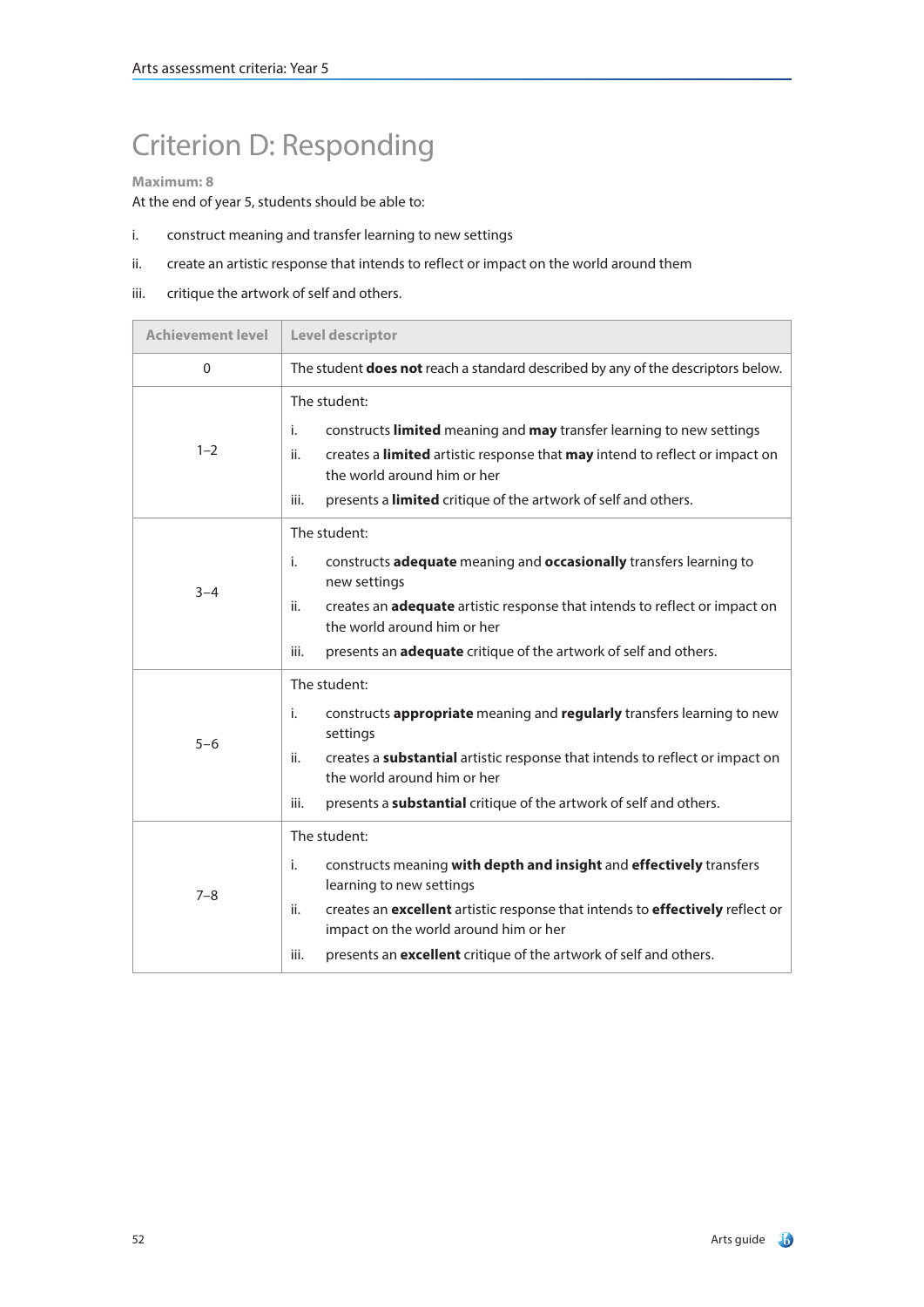# Criterion D: Responding

**Maximum: 8**

At the end of year 5, students should be able to:

i. construct meaning and transfer learning to new settings

ii. create an artistic response that intends to reflect or impact on the world around them

iii. critique the artwork of self and others.

| Achievement level | Level descriptor |
|---|---|
| 0 | The student **does not** reach a standard described by any of the descriptors below. |
| 1–2 | The student:<br>i. constructs **limited** meaning and **may** transfer learning to new settings<br>ii. creates a **limited** artistic response that **may** intend to reflect or impact on the world around him or her<br>iii. presents a **limited** critique of the artwork of self and others. |
| 3–4 | The student:<br>i. constructs **adequate** meaning and **occasionally** transfers learning to new settings<br>ii. creates an **adequate** artistic response that intends to reflect or impact on the world around him or her<br>iii. presents an **adequate** critique of the artwork of self and others. |
| 5–6 | The student:<br>i. constructs **appropriate** meaning and **regularly** transfers learning to new settings<br>ii. creates a **substantial** artistic response that intends to reflect or impact on the world around him or her<br>iii. presents a **substantial** critique of the artwork of self and others. |
| 7–8 | The student:<br>i. constructs meaning **with depth and insight** and **effectively** transfers learning to new settings<br>ii. creates an **excellent** artistic response that intends to **effectively** reflect or impact on the world around him or her<br>iii. presents an **excellent** critique of the artwork of self and others. |